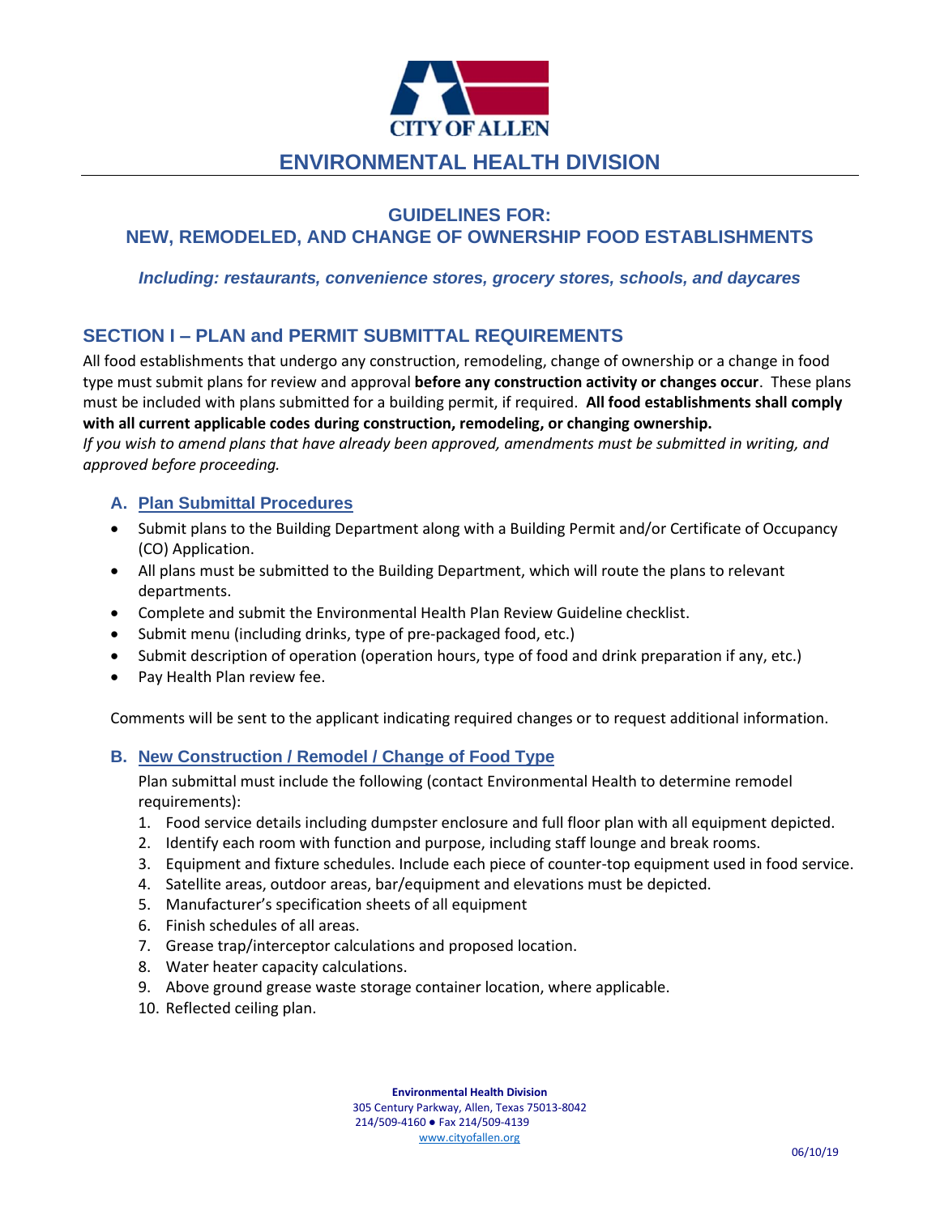CITY OF ALLEN

# ENVIRONMENTAL HEALTH DIVISION

## GUIDELINES FOR:
## NEW, REMODELED, AND CHANGE OF OWNERSHIP FOOD ESTABLISHMENTS

***Including: restaurants, convenience stores, grocery stores, schools, and daycares***

## SECTION I – PLAN and PERMIT SUBMITTAL REQUIREMENTS

All food establishments that undergo any construction, remodeling, change of ownership or a change in food type must submit plans for review and approval **before any construction activity or changes occur**. These plans must be included with plans submitted for a building permit, if required. **All food establishments shall comply with all current applicable codes during construction, remodeling, or changing ownership.**
*If you wish to amend plans that have already been approved, amendments must be submitted in writing, and approved before proceeding.*

### A. Plan Submittal Procedures

- Submit plans to the Building Department along with a Building Permit and/or Certificate of Occupancy (CO) Application.
- All plans must be submitted to the Building Department, which will route the plans to relevant departments.
- Complete and submit the Environmental Health Plan Review Guideline checklist.
- Submit menu (including drinks, type of pre-packaged food, etc.)
- Submit description of operation (operation hours, type of food and drink preparation if any, etc.)
- Pay Health Plan review fee.

Comments will be sent to the applicant indicating required changes or to request additional information.

### B. New Construction / Remodel / Change of Food Type

Plan submittal must include the following (contact Environmental Health to determine remodel requirements):

1. Food service details including dumpster enclosure and full floor plan with all equipment depicted.
2. Identify each room with function and purpose, including staff lounge and break rooms.
3. Equipment and fixture schedules. Include each piece of counter-top equipment used in food service.
4. Satellite areas, outdoor areas, bar/equipment and elevations must be depicted.
5. Manufacturer's specification sheets of all equipment
6. Finish schedules of all areas.
7. Grease trap/interceptor calculations and proposed location.
8. Water heater capacity calculations.
9. Above ground grease waste storage container location, where applicable.
10. Reflected ceiling plan.

**Environmental Health Division**
305 Century Parkway, Allen, Texas 75013-8042
214/509-4160 ● Fax 214/509-4139
www.cityofallen.org

06/10/19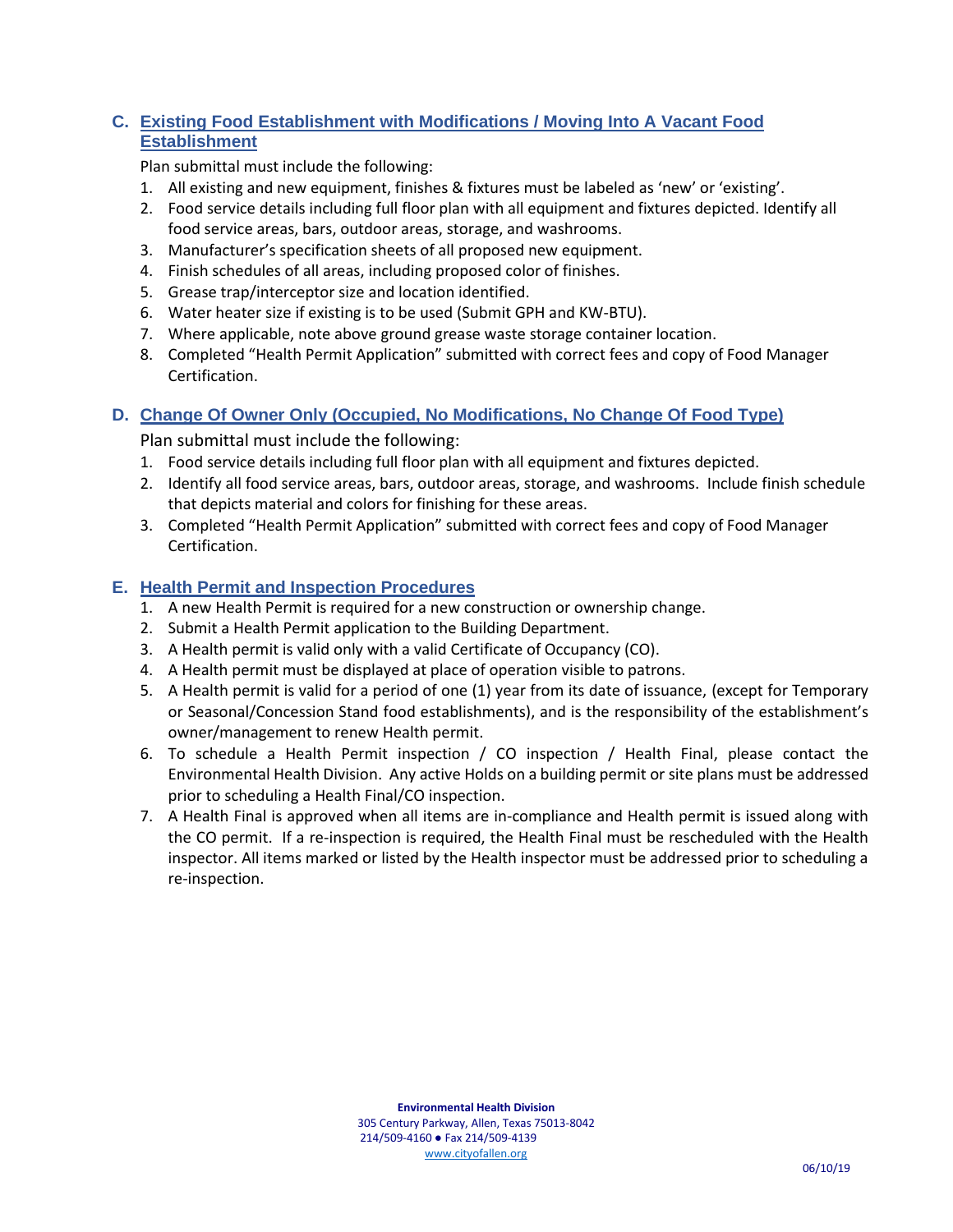## C. Existing Food Establishment with Modifications / Moving Into A Vacant Food Establishment

Plan submittal must include the following:

1. All existing and new equipment, finishes & fixtures must be labeled as 'new' or 'existing'.
2. Food service details including full floor plan with all equipment and fixtures depicted. Identify all food service areas, bars, outdoor areas, storage, and washrooms.
3. Manufacturer's specification sheets of all proposed new equipment.
4. Finish schedules of all areas, including proposed color of finishes.
5. Grease trap/interceptor size and location identified.
6. Water heater size if existing is to be used (Submit GPH and KW-BTU).
7. Where applicable, note above ground grease waste storage container location.
8. Completed "Health Permit Application" submitted with correct fees and copy of Food Manager Certification.

## D. Change Of Owner Only (Occupied, No Modifications, No Change Of Food Type)

Plan submittal must include the following:

1. Food service details including full floor plan with all equipment and fixtures depicted.
2. Identify all food service areas, bars, outdoor areas, storage, and washrooms. Include finish schedule that depicts material and colors for finishing for these areas.
3. Completed "Health Permit Application" submitted with correct fees and copy of Food Manager Certification.

## E. Health Permit and Inspection Procedures

1. A new Health Permit is required for a new construction or ownership change.
2. Submit a Health Permit application to the Building Department.
3. A Health permit is valid only with a valid Certificate of Occupancy (CO).
4. A Health permit must be displayed at place of operation visible to patrons.
5. A Health permit is valid for a period of one (1) year from its date of issuance, (except for Temporary or Seasonal/Concession Stand food establishments), and is the responsibility of the establishment's owner/management to renew Health permit.
6. To schedule a Health Permit inspection / CO inspection / Health Final, please contact the Environmental Health Division. Any active Holds on a building permit or site plans must be addressed prior to scheduling a Health Final/CO inspection.
7. A Health Final is approved when all items are in-compliance and Health permit is issued along with the CO permit. If a re-inspection is required, the Health Final must be rescheduled with the Health inspector. All items marked or listed by the Health inspector must be addressed prior to scheduling a re-inspection.

**Environmental Health Division**
305 Century Parkway, Allen, Texas 75013-8042
214/509-4160 ● Fax 214/509-4139
www.cityofallen.org

06/10/19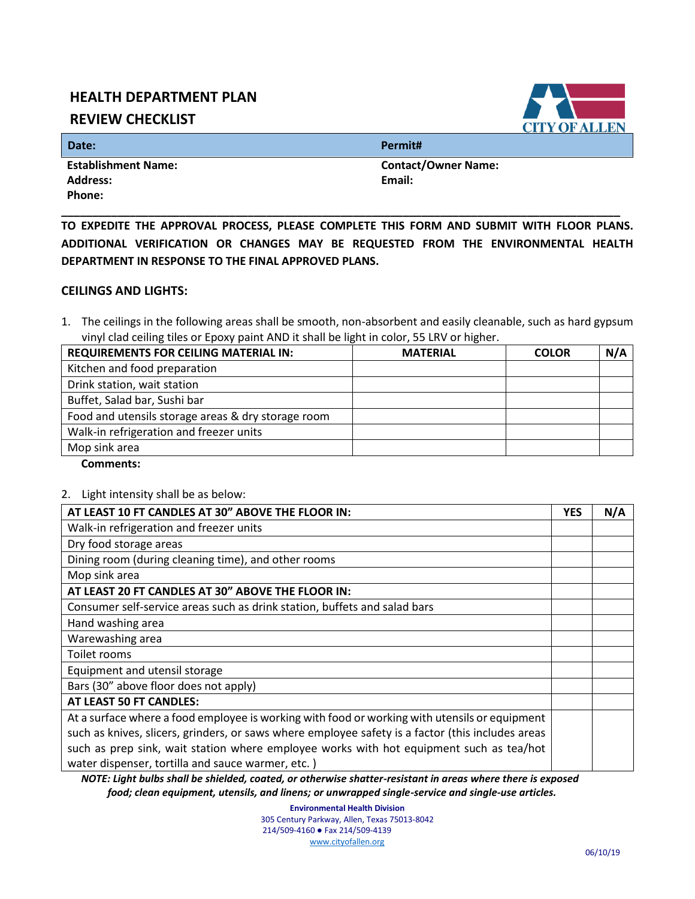# HEALTH DEPARTMENT PLAN REVIEW CHECKLIST

CITY OF ALLEN

| **Date:** | **Permit#** |
|---|---|
| **Establishment Name:** | **Contact/Owner Name:** |
| **Address:** | **Email:** |
| **Phone:** | |

**TO EXPEDITE THE APPROVAL PROCESS, PLEASE COMPLETE THIS FORM AND SUBMIT WITH FLOOR PLANS. ADDITIONAL VERIFICATION OR CHANGES MAY BE REQUESTED FROM THE ENVIRONMENTAL HEALTH DEPARTMENT IN RESPONSE TO THE FINAL APPROVED PLANS.**

## CEILINGS AND LIGHTS:

1. The ceilings in the following areas shall be smooth, non-absorbent and easily cleanable, such as hard gypsum vinyl clad ceiling tiles or Epoxy paint AND it shall be light in color, 55 LRV or higher.

| REQUIREMENTS FOR CEILING MATERIAL IN: | MATERIAL | COLOR | N/A |
|---|---|---|---|
| Kitchen and food preparation | | | |
| Drink station, wait station | | | |
| Buffet, Salad bar, Sushi bar | | | |
| Food and utensils storage areas & dry storage room | | | |
| Walk-in refrigeration and freezer units | | | |
| Mop sink area | | | |

**Comments:**

2. Light intensity shall be as below:

| AT LEAST 10 FT CANDLES AT 30" ABOVE THE FLOOR IN: | YES | N/A |
|---|---|---|
| Walk-in refrigeration and freezer units | | |
| Dry food storage areas | | |
| Dining room (during cleaning time), and other rooms | | |
| Mop sink area | | |
| **AT LEAST 20 FT CANDLES AT 30" ABOVE THE FLOOR IN:** | | |
| Consumer self-service areas such as drink station, buffets and salad bars | | |
| Hand washing area | | |
| Warewashing area | | |
| Toilet rooms | | |
| Equipment and utensil storage | | |
| Bars (30" above floor does not apply) | | |
| **AT LEAST 50 FT CANDLES:** | | |
| At a surface where a food employee is working with food or working with utensils or equipment such as knives, slicers, grinders, or saws where employee safety is a factor (this includes areas such as prep sink, wait station where employee works with hot equipment such as tea/hot water dispenser, tortilla and sauce warmer, etc. ) | | |

***NOTE: Light bulbs shall be shielded, coated, or otherwise shatter-resistant in areas where there is exposed food; clean equipment, utensils, and linens; or unwrapped single-service and single-use articles.***

**Environmental Health Division**
305 Century Parkway, Allen, Texas 75013-8042
214/509-4160 ● Fax 214/509-4139
www.cityofallen.org

06/10/19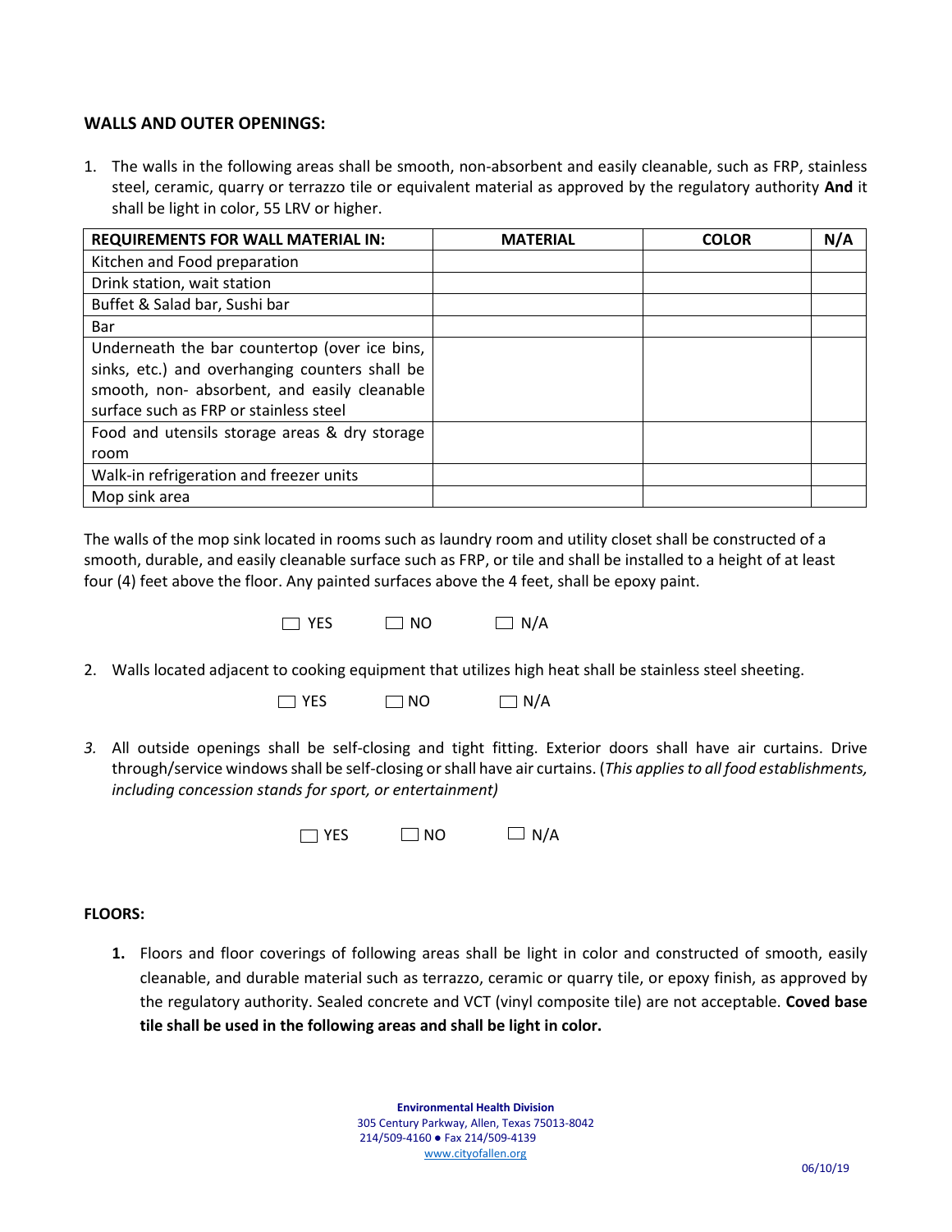### WALLS AND OUTER OPENINGS:

1. The walls in the following areas shall be smooth, non-absorbent and easily cleanable, such as FRP, stainless steel, ceramic, quarry or terrazzo tile or equivalent material as approved by the regulatory authority **And** it shall be light in color, 55 LRV or higher.

| REQUIREMENTS FOR WALL MATERIAL IN: | MATERIAL | COLOR | N/A |
|---|---|---|---|
| Kitchen and Food preparation | | | |
| Drink station, wait station | | | |
| Buffet & Salad bar, Sushi bar | | | |
| Bar | | | |
| Underneath the bar countertop (over ice bins, sinks, etc.) and overhanging counters shall be smooth, non- absorbent, and easily cleanable surface such as FRP or stainless steel | | | |
| Food and utensils storage areas & dry storage room | | | |
| Walk-in refrigeration and freezer units | | | |
| Mop sink area | | | |

The walls of the mop sink located in rooms such as laundry room and utility closet shall be constructed of a smooth, durable, and easily cleanable surface such as FRP, or tile and shall be installed to a height of at least four (4) feet above the floor. Any painted surfaces above the 4 feet, shall be epoxy paint.

☐ YES ☐ NO ☐ N/A

2. Walls located adjacent to cooking equipment that utilizes high heat shall be stainless steel sheeting.

☐ YES ☐ NO ☐ N/A

3. All outside openings shall be self-closing and tight fitting. Exterior doors shall have air curtains. Drive through/service windows shall be self-closing or shall have air curtains. (*This applies to all food establishments, including concession stands for sport, or entertainment)*

☐ YES ☐ NO ☐ N/A

### FLOORS:

1. Floors and floor coverings of following areas shall be light in color and constructed of smooth, easily cleanable, and durable material such as terrazzo, ceramic or quarry tile, or epoxy finish, as approved by the regulatory authority. Sealed concrete and VCT (vinyl composite tile) are not acceptable. **Coved base tile shall be used in the following areas and shall be light in color.**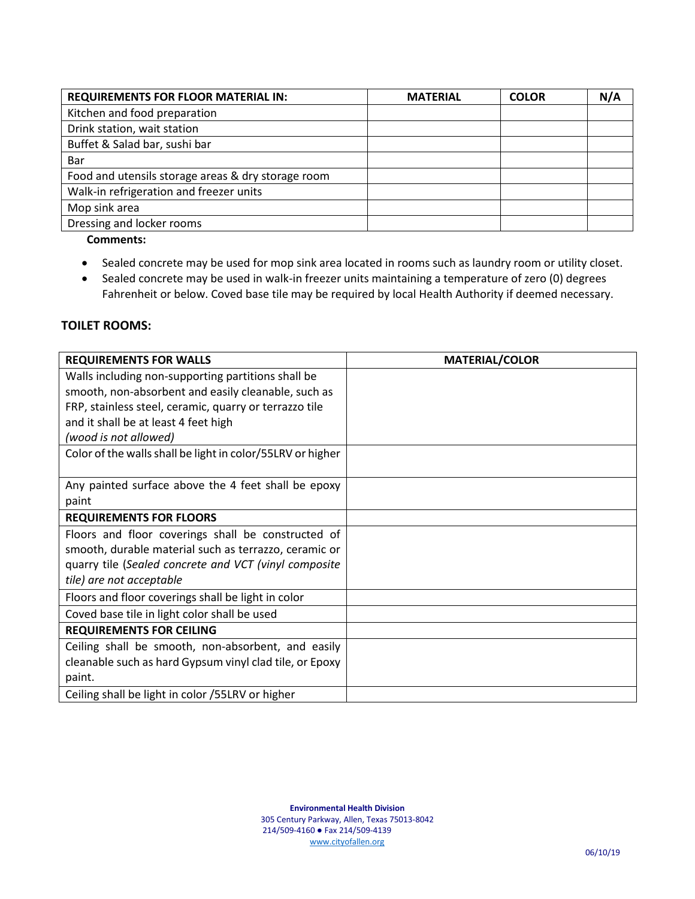| REQUIREMENTS FOR FLOOR MATERIAL IN: | MATERIAL | COLOR | N/A |
|---|---|---|---|
| Kitchen and food preparation | | | |
| Drink station, wait station | | | |
| Buffet & Salad bar, sushi bar | | | |
| Bar | | | |
| Food and utensils storage areas & dry storage room | | | |
| Walk-in refrigeration and freezer units | | | |
| Mop sink area | | | |
| Dressing and locker rooms | | | |

**Comments:**

- Sealed concrete may be used for mop sink area located in rooms such as laundry room or utility closet.
- Sealed concrete may be used in walk-in freezer units maintaining a temperature of zero (0) degrees Fahrenheit or below. Coved base tile may be required by local Health Authority if deemed necessary.

## TOILET ROOMS:

| REQUIREMENTS FOR WALLS | MATERIAL/COLOR |
|---|---|
| Walls including non-supporting partitions shall be smooth, non-absorbent and easily cleanable, such as FRP, stainless steel, ceramic, quarry or terrazzo tile and it shall be at least 4 feet high *(wood is not allowed)* | |
| Color of the walls shall be light in color/55LRV or higher | |
| Any painted surface above the 4 feet shall be epoxy paint | |
| **REQUIREMENTS FOR FLOORS** | |
| Floors and floor coverings shall be constructed of smooth, durable material such as terrazzo, ceramic or quarry tile (*Sealed concrete and VCT (vinyl composite tile) are not acceptable* | |
| Floors and floor coverings shall be light in color | |
| Coved base tile in light color shall be used | |
| **REQUIREMENTS FOR CEILING** | |
| Ceiling shall be smooth, non-absorbent, and easily cleanable such as hard Gypsum vinyl clad tile, or Epoxy paint. | |
| Ceiling shall be light in color /55LRV or higher | |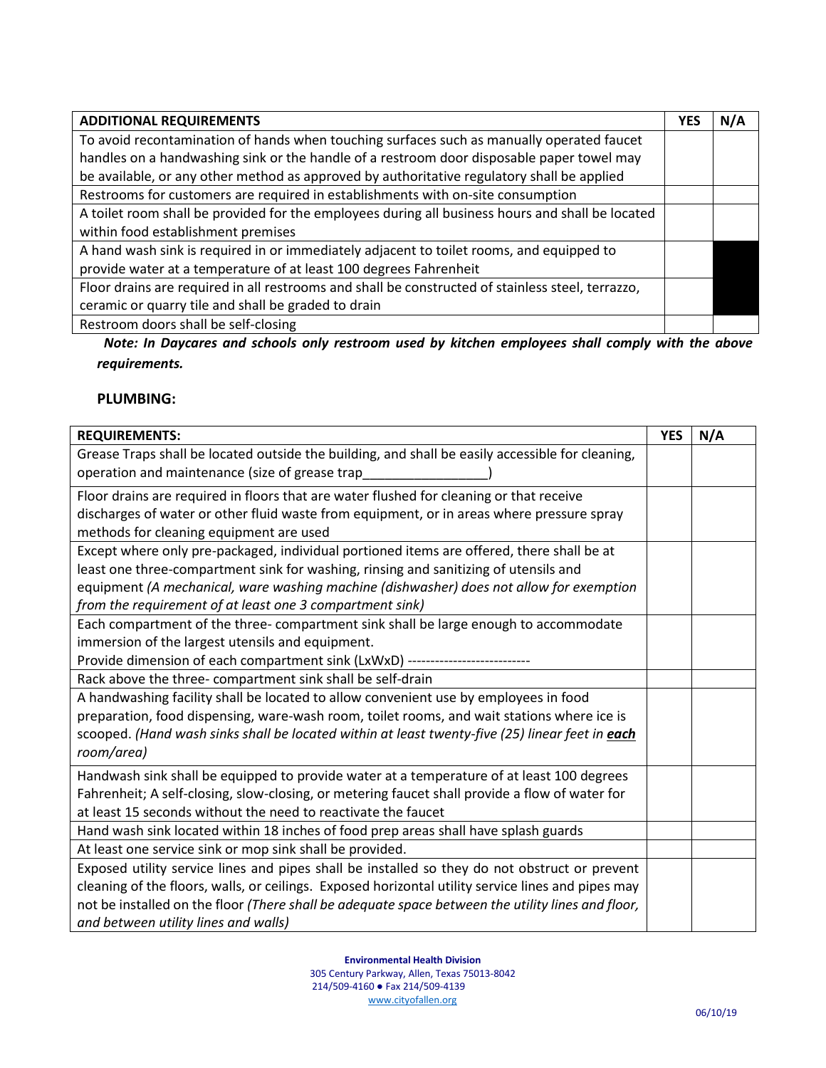| ADDITIONAL REQUIREMENTS | YES | N/A |
|---|---|---|
| To avoid recontamination of hands when touching surfaces such as manually operated faucet handles on a handwashing sink or the handle of a restroom door disposable paper towel may be available, or any other method as approved by authoritative regulatory shall be applied | | |
| Restrooms for customers are required in establishments with on-site consumption | | |
| A toilet room shall be provided for the employees during all business hours and shall be located within food establishment premises | | |
| A hand wash sink is required in or immediately adjacent to toilet rooms, and equipped to provide water at a temperature of at least 100 degrees Fahrenheit | | |
| Floor drains are required in all restrooms and shall be constructed of stainless steel, terrazzo, ceramic or quarry tile and shall be graded to drain | | |
| Restroom doors shall be self-closing | | |

***Note: In Daycares and schools only restroom used by kitchen employees shall comply with the above requirements.***

## PLUMBING:

| REQUIREMENTS: | YES | N/A |
|---|---|---|
| Grease Traps shall be located outside the building, and shall be easily accessible for cleaning, operation and maintenance (size of grease trap_________________) | | |
| Floor drains are required in floors that are water flushed for cleaning or that receive discharges of water or other fluid waste from equipment, or in areas where pressure spray methods for cleaning equipment are used | | |
| Except where only pre-packaged, individual portioned items are offered, there shall be at least one three-compartment sink for washing, rinsing and sanitizing of utensils and equipment *(A mechanical, ware washing machine (dishwasher) does not allow for exemption from the requirement of at least one 3 compartment sink)* | | |
| Each compartment of the three- compartment sink shall be large enough to accommodate immersion of the largest utensils and equipment. Provide dimension of each compartment sink (LxWxD) -------------------------- | | |
| Rack above the three- compartment sink shall be self-drain | | |
| A handwashing facility shall be located to allow convenient use by employees in food preparation, food dispensing, ware-wash room, toilet rooms, and wait stations where ice is scooped. *(Hand wash sinks shall be located within at least twenty-five (25) linear feet in* ***each*** *room/area)* | | |
| Handwash sink shall be equipped to provide water at a temperature of at least 100 degrees Fahrenheit; A self-closing, slow-closing, or metering faucet shall provide a flow of water for at least 15 seconds without the need to reactivate the faucet | | |
| Hand wash sink located within 18 inches of food prep areas shall have splash guards | | |
| At least one service sink or mop sink shall be provided. | | |
| Exposed utility service lines and pipes shall be installed so they do not obstruct or prevent cleaning of the floors, walls, or ceilings. Exposed horizontal utility service lines and pipes may not be installed on the floor *(There shall be adequate space between the utility lines and floor, and between utility lines and walls)* | | |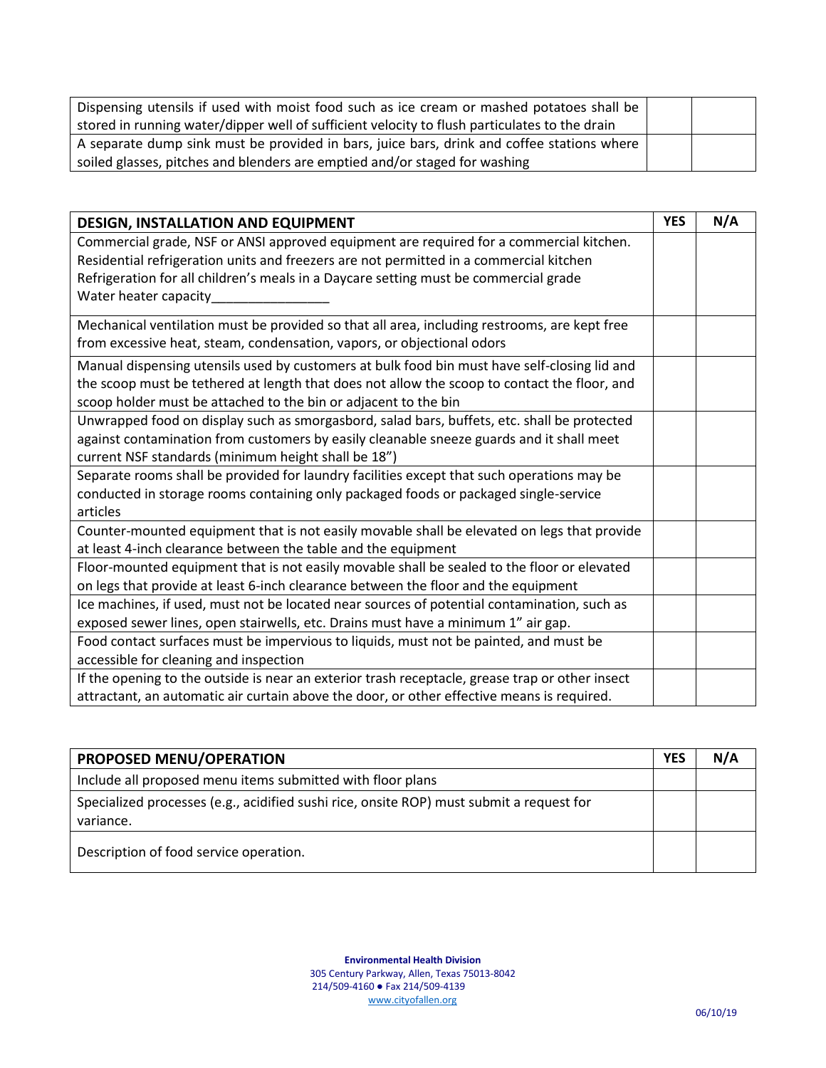| | | |
|---|---|---|
| Dispensing utensils if used with moist food such as ice cream or mashed potatoes shall be stored in running water/dipper well of sufficient velocity to flush particulates to the drain | | |
| A separate dump sink must be provided in bars, juice bars, drink and coffee stations where soiled glasses, pitches and blenders are emptied and/or staged for washing | | |

| DESIGN, INSTALLATION AND EQUIPMENT | YES | N/A |
|---|---|---|
| Commercial grade, NSF or ANSI approved equipment are required for a commercial kitchen. Residential refrigeration units and freezers are not permitted in a commercial kitchen Refrigeration for all children's meals in a Daycare setting must be commercial grade Water heater capacity________________ | | |
| Mechanical ventilation must be provided so that all area, including restrooms, are kept free from excessive heat, steam, condensation, vapors, or objectional odors | | |
| Manual dispensing utensils used by customers at bulk food bin must have self-closing lid and the scoop must be tethered at length that does not allow the scoop to contact the floor, and scoop holder must be attached to the bin or adjacent to the bin | | |
| Unwrapped food on display such as smorgasbord, salad bars, buffets, etc. shall be protected against contamination from customers by easily cleanable sneeze guards and it shall meet current NSF standards (minimum height shall be 18") | | |
| Separate rooms shall be provided for laundry facilities except that such operations may be conducted in storage rooms containing only packaged foods or packaged single-service articles | | |
| Counter-mounted equipment that is not easily movable shall be elevated on legs that provide at least 4-inch clearance between the table and the equipment | | |
| Floor-mounted equipment that is not easily movable shall be sealed to the floor or elevated on legs that provide at least 6-inch clearance between the floor and the equipment | | |
| Ice machines, if used, must not be located near sources of potential contamination, such as exposed sewer lines, open stairwells, etc. Drains must have a minimum 1" air gap. | | |
| Food contact surfaces must be impervious to liquids, must not be painted, and must be accessible for cleaning and inspection | | |
| If the opening to the outside is near an exterior trash receptacle, grease trap or other insect attractant, an automatic air curtain above the door, or other effective means is required. | | |

| PROPOSED MENU/OPERATION | YES | N/A |
|---|---|---|
| Include all proposed menu items submitted with floor plans | | |
| Specialized processes (e.g., acidified sushi rice, onsite ROP) must submit a request for variance. | | |
| Description of food service operation. | | |

**Environmental Health Division**
305 Century Parkway, Allen, Texas 75013-8042
214/509-4160 ● Fax 214/509-4139
www.cityofallen.org

06/10/19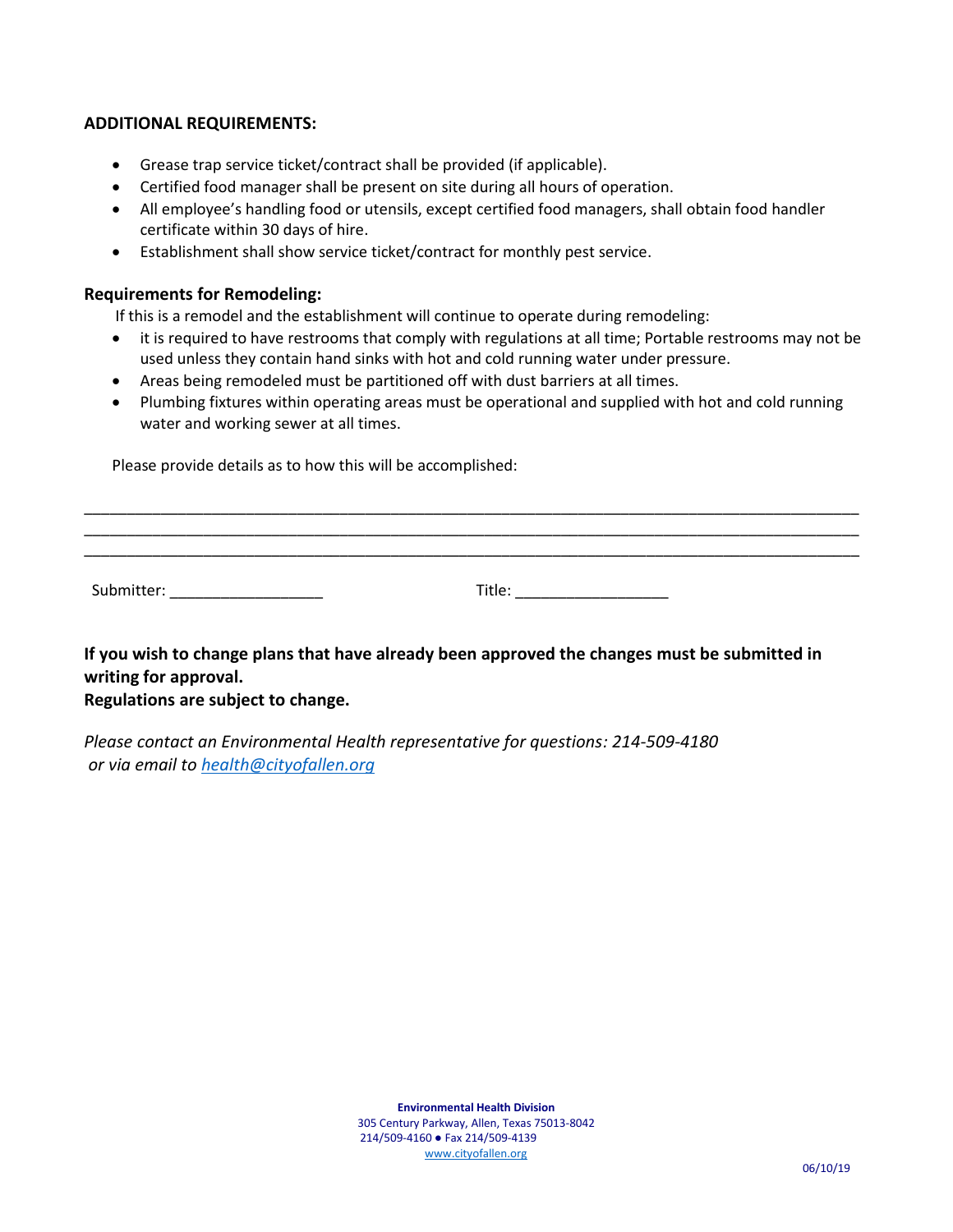**ADDITIONAL REQUIREMENTS:**

- Grease trap service ticket/contract shall be provided (if applicable).
- Certified food manager shall be present on site during all hours of operation.
- All employee's handling food or utensils, except certified food managers, shall obtain food handler certificate within 30 days of hire.
- Establishment shall show service ticket/contract for monthly pest service.

**Requirements for Remodeling:**

If this is a remodel and the establishment will continue to operate during remodeling:

- it is required to have restrooms that comply with regulations at all time; Portable restrooms may not be used unless they contain hand sinks with hot and cold running water under pressure.
- Areas being remodeled must be partitioned off with dust barriers at all times.
- Plumbing fixtures within operating areas must be operational and supplied with hot and cold running water and working sewer at all times.

Please provide details as to how this will be accomplished:

______________________________________________________________________________________

______________________________________________________________________________________

______________________________________________________________________________________

Submitter: __________________ Title: __________________

**If you wish to change plans that have already been approved the changes must be submitted in writing for approval.**
**Regulations are subject to change.**

*Please contact an Environmental Health representative for questions: 214-509-4180 or via email to [health@cityofallen.org](mailto:health@cityofallen.org)*

**Environmental Health Division**
305 Century Parkway, Allen, Texas 75013-8042
214/509-4160 ● Fax 214/509-4139
[www.cityofallen.org](http://www.cityofallen.org)

06/10/19